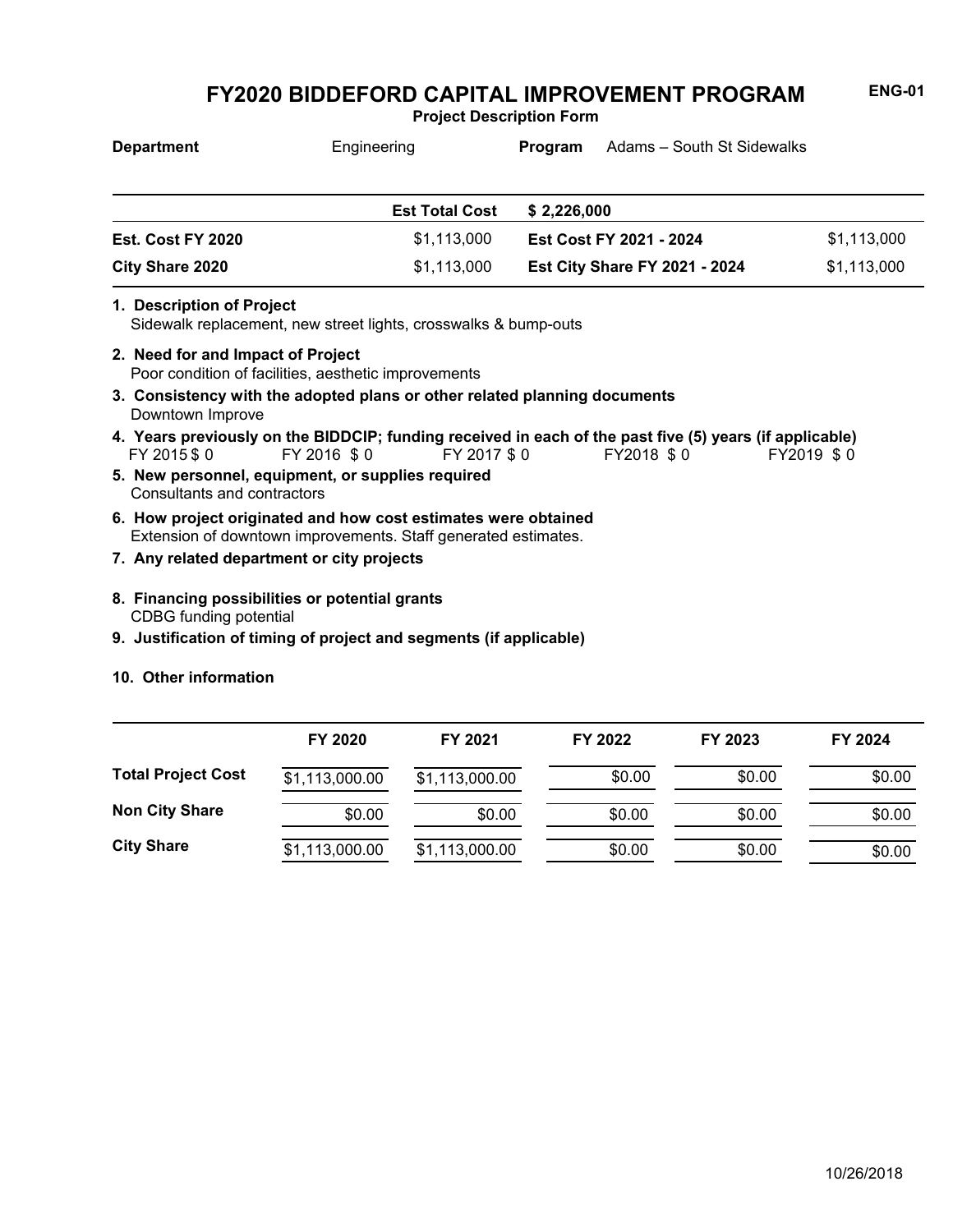# FY2020 BIDDEFORD CAPITAL IMPROVEMENT PROGRAM

**ENG-01**

**Project Description Form**

**Department** Engineering **Program** Adams – South St Sidewalks

| | | | |
|---|---|---|---|
| | **Est Total Cost** | **$ 2,226,000** | |
| **Est. Cost FY 2020** | $1,113,000 | **Est Cost FY 2021 - 2024** | $1,113,000 |
| **City Share 2020** | $1,113,000 | **Est City Share FY 2021 - 2024** | $1,113,000 |

**1. Description of Project**
Sidewalk replacement, new street lights, crosswalks & bump-outs

**2. Need for and Impact of Project**
Poor condition of facilities, aesthetic improvements

**3. Consistency with the adopted plans or other related planning documents**
Downtown Improve

**4. Years previously on the BIDDCIP; funding received in each of the past five (5) years (if applicable)**
FY 2015 $ 0 FY 2016 $ 0 FY 2017 $ 0 FY2018 $ 0 FY2019 $ 0

**5. New personnel, equipment, or supplies required**
Consultants and contractors

**6. How project originated and how cost estimates were obtained**
Extension of downtown improvements. Staff generated estimates.

**7. Any related department or city projects**

**8. Financing possibilities or potential grants**
CDBG funding potential

**9. Justification of timing of project and segments (if applicable)**

**10. Other information**

| | FY 2020 | FY 2021 | FY 2022 | FY 2023 | FY 2024 |
|---|---|---|---|---|---|
| **Total Project Cost** | $1,113,000.00 | $1,113,000.00 | $0.00 | $0.00 | $0.00 |
| **Non City Share** | $0.00 | $0.00 | $0.00 | $0.00 | $0.00 |
| **City Share** | $1,113,000.00 | $1,113,000.00 | $0.00 | $0.00 | $0.00 |

10/26/2018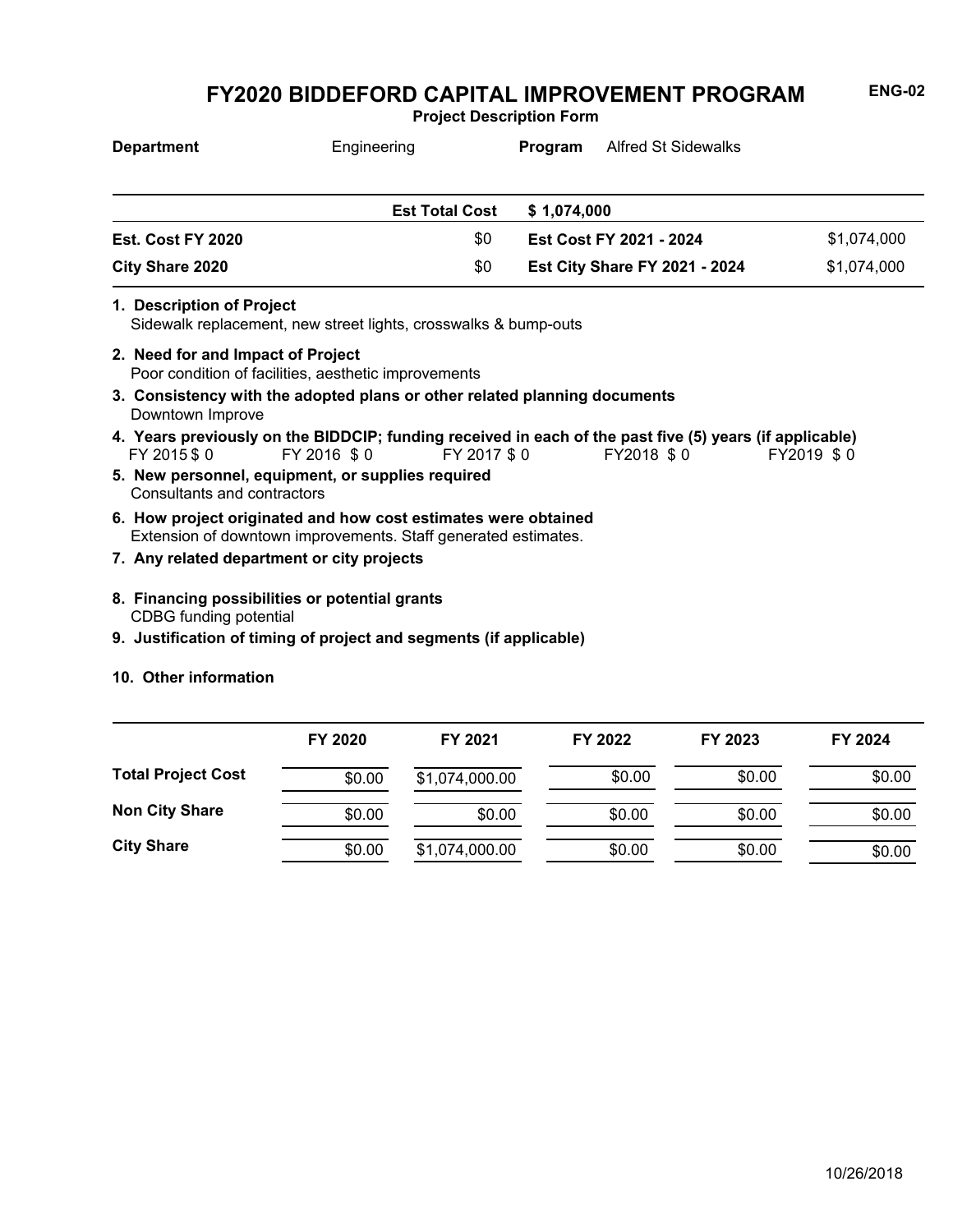# FY2020 BIDDEFORD CAPITAL IMPROVEMENT PROGRAM

ENG-02

**Project Description Form**

**Department** Engineering **Program** Alfred St Sidewalks

| | | | |
|---|---|---|---|
| | **Est Total Cost** | **$ 1,074,000** | |
| **Est. Cost FY 2020** | $0 | **Est Cost FY 2021 - 2024** | $1,074,000 |
| **City Share 2020** | $0 | **Est City Share FY 2021 - 2024** | $1,074,000 |

**1. Description of Project**
Sidewalk replacement, new street lights, crosswalks & bump-outs

**2. Need for and Impact of Project**
Poor condition of facilities, aesthetic improvements

**3. Consistency with the adopted plans or other related planning documents**
Downtown Improve

**4. Years previously on the BIDDCIP; funding received in each of the past five (5) years (if applicable)**
FY 2015 $ 0 FY 2016 $ 0 FY 2017 $ 0 FY2018 $ 0 FY2019 $ 0

**5. New personnel, equipment, or supplies required**
Consultants and contractors

**6. How project originated and how cost estimates were obtained**
Extension of downtown improvements. Staff generated estimates.

**7. Any related department or city projects**

**8. Financing possibilities or potential grants**
CDBG funding potential

**9. Justification of timing of project and segments (if applicable)**

**10. Other information**

| | FY 2020 | FY 2021 | FY 2022 | FY 2023 | FY 2024 |
|---|---|---|---|---|---|
| **Total Project Cost** | $0.00 | $1,074,000.00 | $0.00 | $0.00 | $0.00 |
| **Non City Share** | $0.00 | $0.00 | $0.00 | $0.00 | $0.00 |
| **City Share** | $0.00 | $1,074,000.00 | $0.00 | $0.00 | $0.00 |

10/26/2018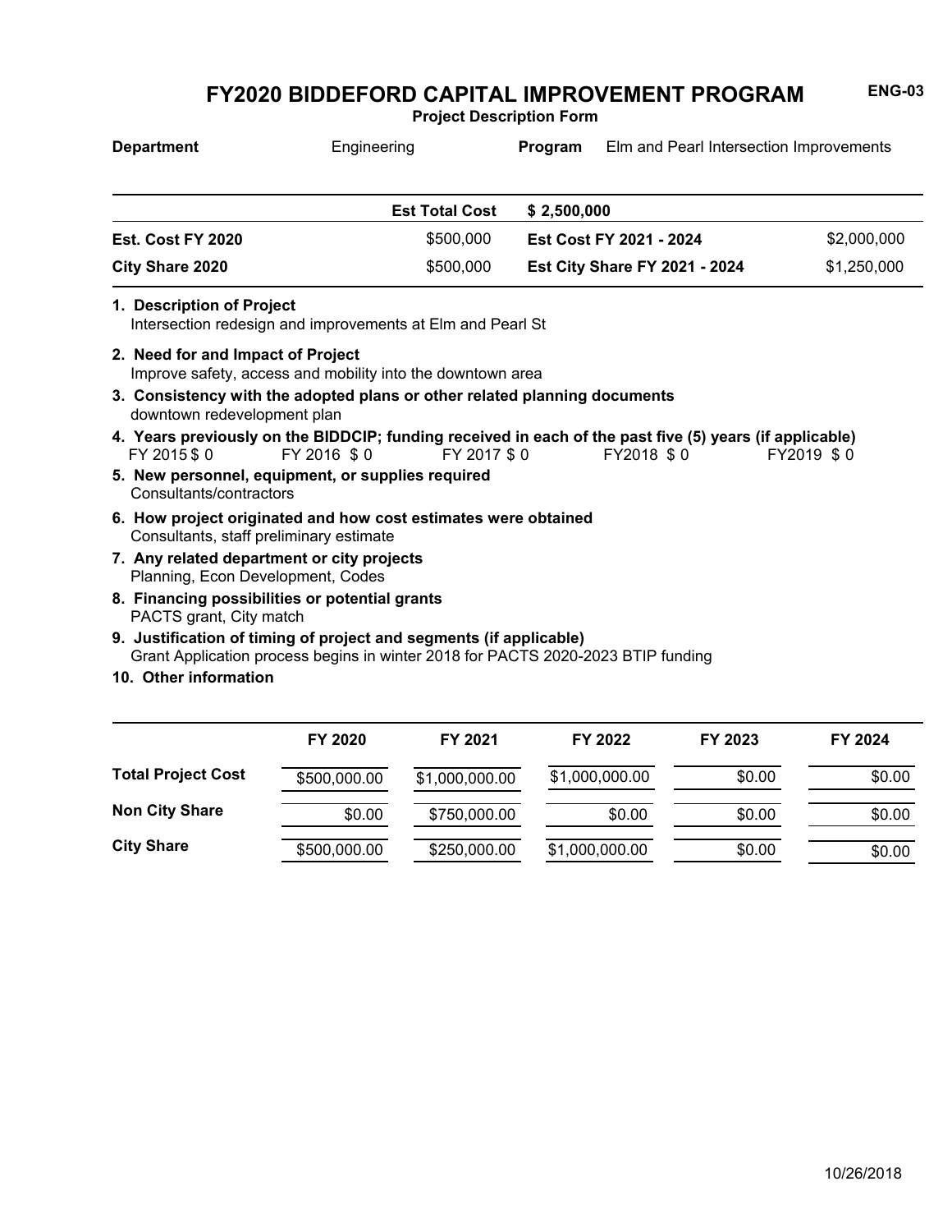# FY2020 BIDDEFORD CAPITAL IMPROVEMENT PROGRAM

**ENG-03**

**Project Description Form**

**Department** Engineering **Program** Elm and Pearl Intersection Improvements

| | Est Total Cost | $ 2,500,000 | |
|---|---|---|---|
| **Est. Cost FY 2020** | $500,000 | **Est Cost FY 2021 - 2024** | $2,000,000 |
| **City Share 2020** | $500,000 | **Est City Share FY 2021 - 2024** | $1,250,000 |

**1. Description of Project**
Intersection redesign and improvements at Elm and Pearl St

**2. Need for and Impact of Project**
Improve safety, access and mobility into the downtown area

**3. Consistency with the adopted plans or other related planning documents**
downtown redevelopment plan

**4. Years previously on the BIDDCIP; funding received in each of the past five (5) years (if applicable)**
FY 2015 $ 0 FY 2016 $ 0 FY 2017 $ 0 FY2018 $ 0 FY2019 $ 0

**5. New personnel, equipment, or supplies required**
Consultants/contractors

**6. How project originated and how cost estimates were obtained**
Consultants, staff preliminary estimate

**7. Any related department or city projects**
Planning, Econ Development, Codes

**8. Financing possibilities or potential grants**
PACTS grant, City match

**9. Justification of timing of project and segments (if applicable)**
Grant Application process begins in winter 2018 for PACTS 2020-2023 BTIP funding

**10. Other information**

| | FY 2020 | FY 2021 | FY 2022 | FY 2023 | FY 2024 |
|---|---|---|---|---|---|
| **Total Project Cost** | $500,000.00 | $1,000,000.00 | $1,000,000.00 | $0.00 | $0.00 |
| **Non City Share** | $0.00 | $750,000.00 | $0.00 | $0.00 | $0.00 |
| **City Share** | $500,000.00 | $250,000.00 | $1,000,000.00 | $0.00 | $0.00 |

10/26/2018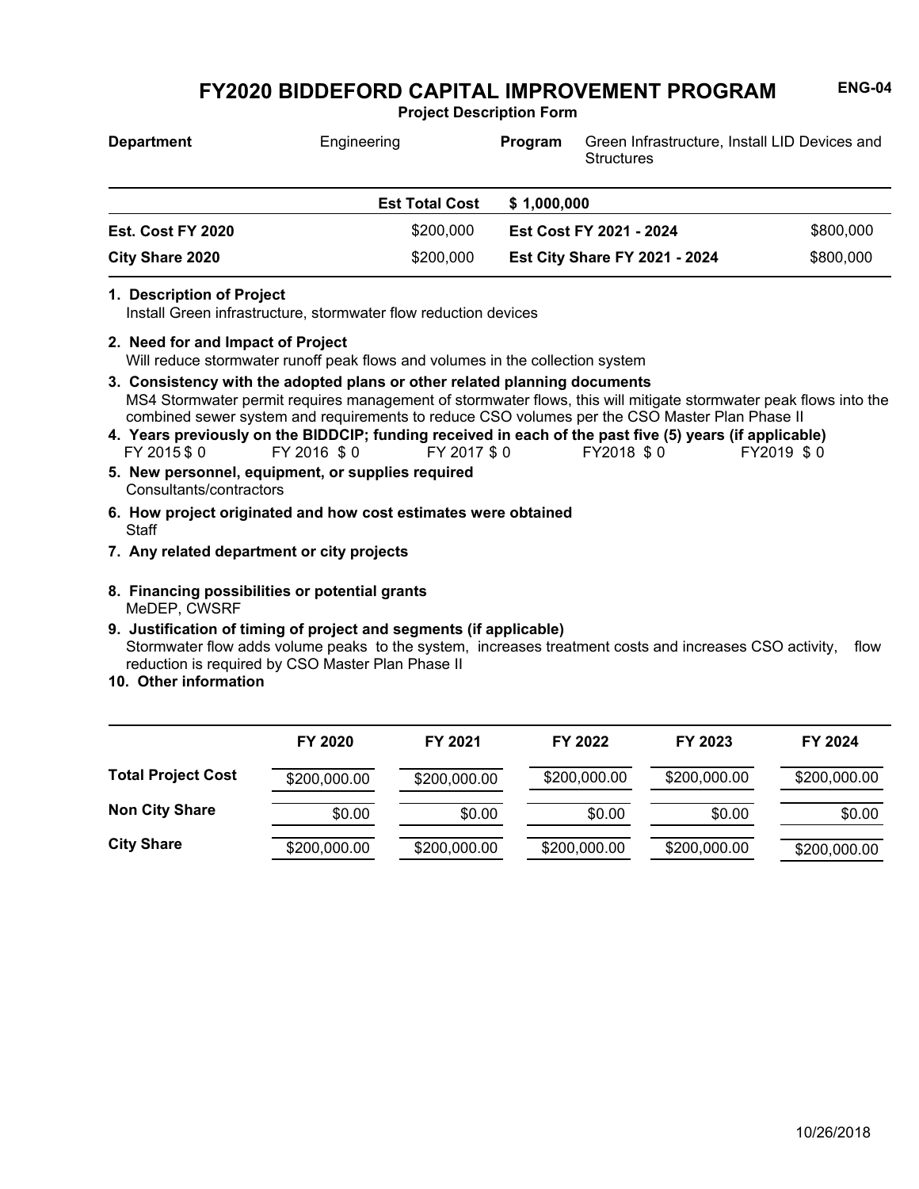# FY2020 BIDDEFORD CAPITAL IMPROVEMENT PROGRAM

**ENG-04**

**Project Description Form**

| **Department** | Engineering | **Program** | Green Infrastructure, Install LID Devices and Structures |
|---|---|---|---|

| | **Est Total Cost** | **$ 1,000,000** | |
|---|---|---|---|
| **Est. Cost FY 2020** | $200,000 | **Est Cost FY 2021 - 2024** | $800,000 |
| **City Share 2020** | $200,000 | **Est City Share FY 2021 - 2024** | $800,000 |

**1. Description of Project**
Install Green infrastructure, stormwater flow reduction devices

**2. Need for and Impact of Project**
Will reduce stormwater runoff peak flows and volumes in the collection system

**3. Consistency with the adopted plans or other related planning documents**
MS4 Stormwater permit requires management of stormwater flows, this will mitigate stormwater peak flows into the combined sewer system and requirements to reduce CSO volumes per the CSO Master Plan Phase II

**4. Years previously on the BIDDCIP; funding received in each of the past five (5) years (if applicable)**
FY 2015 $ 0 FY 2016 $ 0 FY 2017 $ 0 FY2018 $ 0 FY2019 $ 0

**5. New personnel, equipment, or supplies required**
Consultants/contractors

**6. How project originated and how cost estimates were obtained**
Staff

**7. Any related department or city projects**

**8. Financing possibilities or potential grants**
MeDEP, CWSRF

**9. Justification of timing of project and segments (if applicable)**
Stormwater flow adds volume peaks to the system, increases treatment costs and increases CSO activity, flow reduction is required by CSO Master Plan Phase II

**10. Other information**

| | FY 2020 | FY 2021 | FY 2022 | FY 2023 | FY 2024 |
|---|---|---|---|---|---|
| **Total Project Cost** | $200,000.00 | $200,000.00 | $200,000.00 | $200,000.00 | $200,000.00 |
| **Non City Share** | $0.00 | $0.00 | $0.00 | $0.00 | $0.00 |
| **City Share** | $200,000.00 | $200,000.00 | $200,000.00 | $200,000.00 | $200,000.00 |

10/26/2018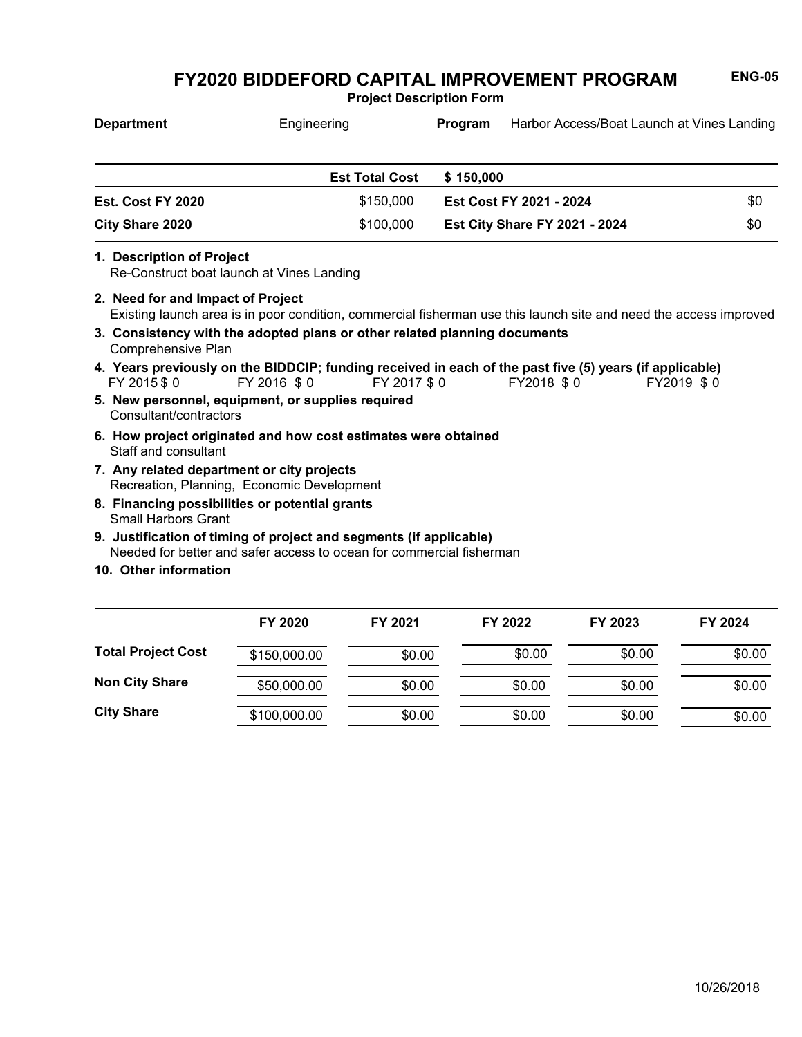# FY2020 BIDDEFORD CAPITAL IMPROVEMENT PROGRAM

**ENG-05**

**Project Description Form**

**Department** Engineering **Program** Harbor Access/Boat Launch at Vines Landing

| | Est Total Cost | $ 150,000 | |
|---|---|---|---|
| **Est. Cost FY 2020** | $150,000 | **Est Cost FY 2021 - 2024** | $0 |
| **City Share 2020** | $100,000 | **Est City Share FY 2021 - 2024** | $0 |

**1. Description of Project**
Re-Construct boat launch at Vines Landing

**2. Need for and Impact of Project**
Existing launch area is in poor condition, commercial fisherman use this launch site and need the access improved

**3. Consistency with the adopted plans or other related planning documents**
Comprehensive Plan

**4. Years previously on the BIDDCIP; funding received in each of the past five (5) years (if applicable)**
FY 2015 $ 0 FY 2016 $ 0 FY 2017 $ 0 FY2018 $ 0 FY2019 $ 0

**5. New personnel, equipment, or supplies required**
Consultant/contractors

**6. How project originated and how cost estimates were obtained**
Staff and consultant

**7. Any related department or city projects**
Recreation, Planning, Economic Development

**8. Financing possibilities or potential grants**
Small Harbors Grant

**9. Justification of timing of project and segments (if applicable)**
Needed for better and safer access to ocean for commercial fisherman

**10. Other information**

| | FY 2020 | FY 2021 | FY 2022 | FY 2023 | FY 2024 |
|---|---|---|---|---|---|
| **Total Project Cost** | $150,000.00 | $0.00 | $0.00 | $0.00 | $0.00 |
| **Non City Share** | $50,000.00 | $0.00 | $0.00 | $0.00 | $0.00 |
| **City Share** | $100,000.00 | $0.00 | $0.00 | $0.00 | $0.00 |

10/26/2018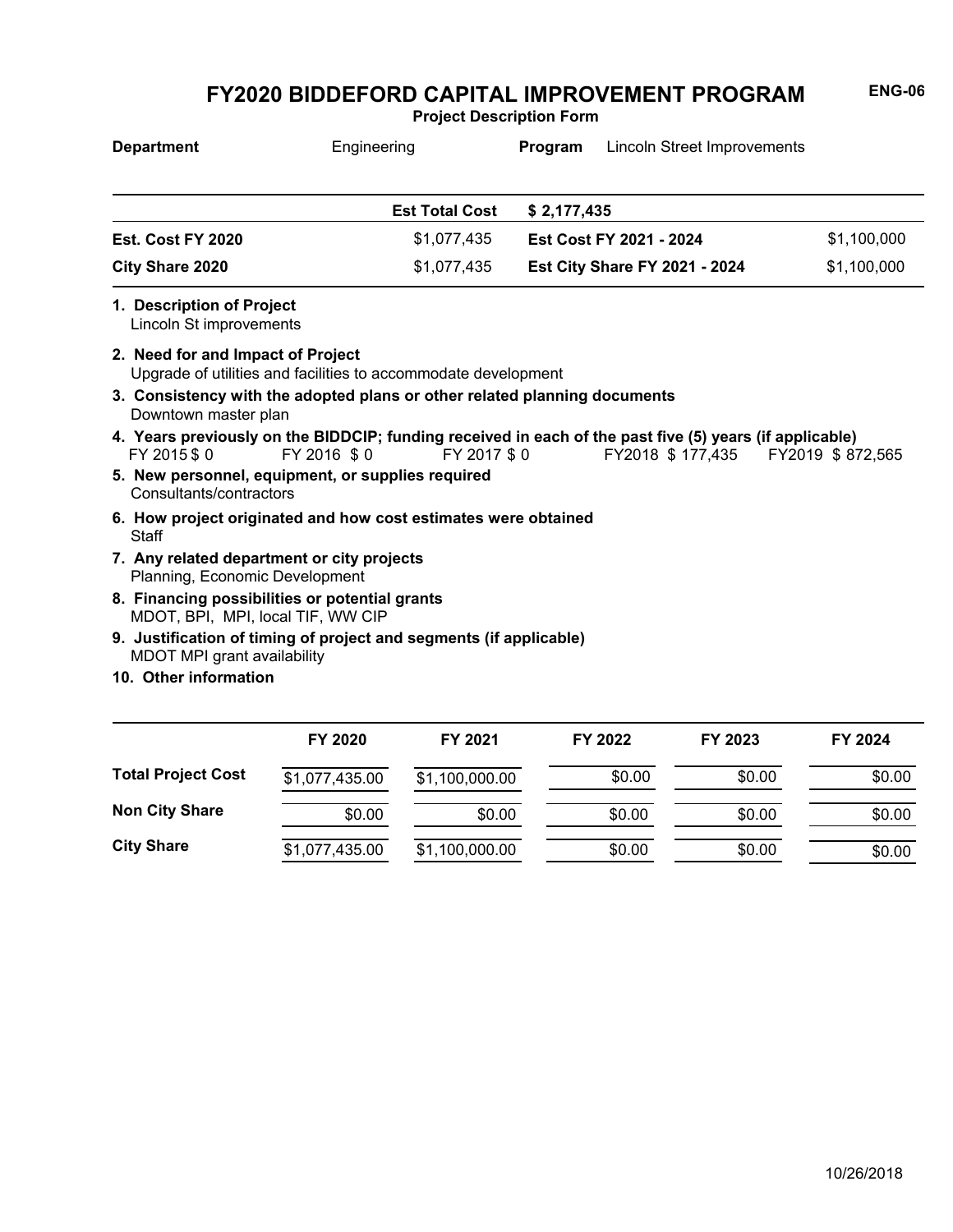# FY2020 BIDDEFORD CAPITAL IMPROVEMENT PROGRAM

**ENG-06**

**Project Description Form**

| **Department** | Engineering | **Program** | Lincoln Street Improvements |
|---|---|---|---|

| | **Est Total Cost** | **$ 2,177,435** | |
|---|---|---|---|
| **Est. Cost FY 2020** | $1,077,435 | **Est Cost FY 2021 - 2024** | $1,100,000 |
| **City Share 2020** | $1,077,435 | **Est City Share FY 2021 - 2024** | $1,100,000 |

**1. Description of Project**
Lincoln St improvements

**2. Need for and Impact of Project**
Upgrade of utilities and facilities to accommodate development

**3. Consistency with the adopted plans or other related planning documents**
Downtown master plan

**4. Years previously on the BIDDCIP; funding received in each of the past five (5) years (if applicable)**
FY 2015 $ 0 FY 2016 $ 0 FY 2017 $ 0 FY2018 $ 177,435 FY2019 $ 872,565

**5. New personnel, equipment, or supplies required**
Consultants/contractors

**6. How project originated and how cost estimates were obtained**
Staff

**7. Any related department or city projects**
Planning, Economic Development

**8. Financing possibilities or potential grants**
MDOT, BPI, MPI, local TIF, WW CIP

**9. Justification of timing of project and segments (if applicable)**
MDOT MPI grant availability

**10. Other information**

| | FY 2020 | FY 2021 | FY 2022 | FY 2023 | FY 2024 |
|---|---|---|---|---|---|
| **Total Project Cost** | $1,077,435.00 | $1,100,000.00 | $0.00 | $0.00 | $0.00 |
| **Non City Share** | $0.00 | $0.00 | $0.00 | $0.00 | $0.00 |
| **City Share** | $1,077,435.00 | $1,100,000.00 | $0.00 | $0.00 | $0.00 |

10/26/2018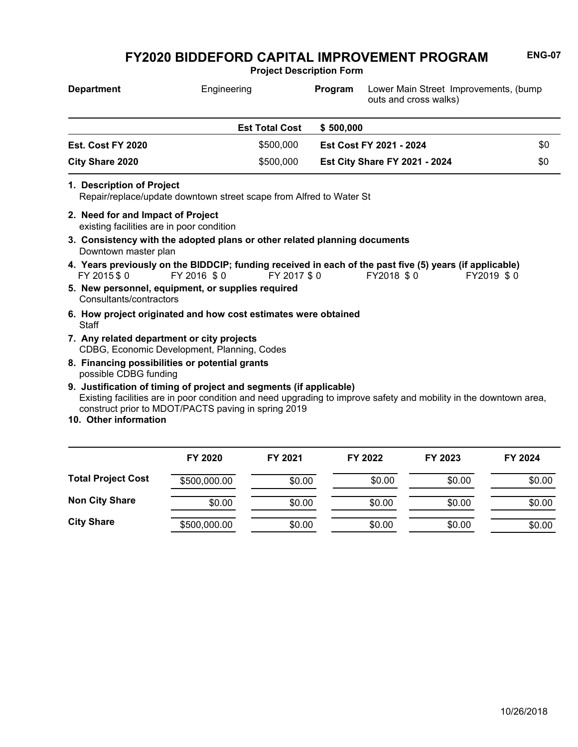# FY2020 BIDDEFORD CAPITAL IMPROVEMENT PROGRAM

**ENG-07**

**Project Description Form**

| **Department** | Engineering | **Program** | Lower Main Street Improvements, (bump outs and cross walks) |
|---|---|---|---|

| | **Est Total Cost** | **$ 500,000** | |
|---|---|---|---|
| **Est. Cost FY 2020** | $500,000 | **Est Cost FY 2021 - 2024** | $0 |
| **City Share 2020** | $500,000 | **Est City Share FY 2021 - 2024** | $0 |

**1. Description of Project**
Repair/replace/update downtown street scape from Alfred to Water St

**2. Need for and Impact of Project**
existing facilities are in poor condition

**3. Consistency with the adopted plans or other related planning documents**
Downtown master plan

**4. Years previously on the BIDDCIP; funding received in each of the past five (5) years (if applicable)**
FY 2015 $ 0 FY 2016 $ 0 FY 2017 $ 0 FY2018 $ 0 FY2019 $ 0

**5. New personnel, equipment, or supplies required**
Consultants/contractors

**6. How project originated and how cost estimates were obtained**
Staff

**7. Any related department or city projects**
CDBG, Economic Development, Planning, Codes

**8. Financing possibilities or potential grants**
possible CDBG funding

**9. Justification of timing of project and segments (if applicable)**
Existing facilities are in poor condition and need upgrading to improve safety and mobility in the downtown area, construct prior to MDOT/PACTS paving in spring 2019

**10. Other information**

| | FY 2020 | FY 2021 | FY 2022 | FY 2023 | FY 2024 |
|---|---|---|---|---|---|
| **Total Project Cost** | $500,000.00 | $0.00 | $0.00 | $0.00 | $0.00 |
| **Non City Share** | $0.00 | $0.00 | $0.00 | $0.00 | $0.00 |
| **City Share** | $500,000.00 | $0.00 | $0.00 | $0.00 | $0.00 |

10/26/2018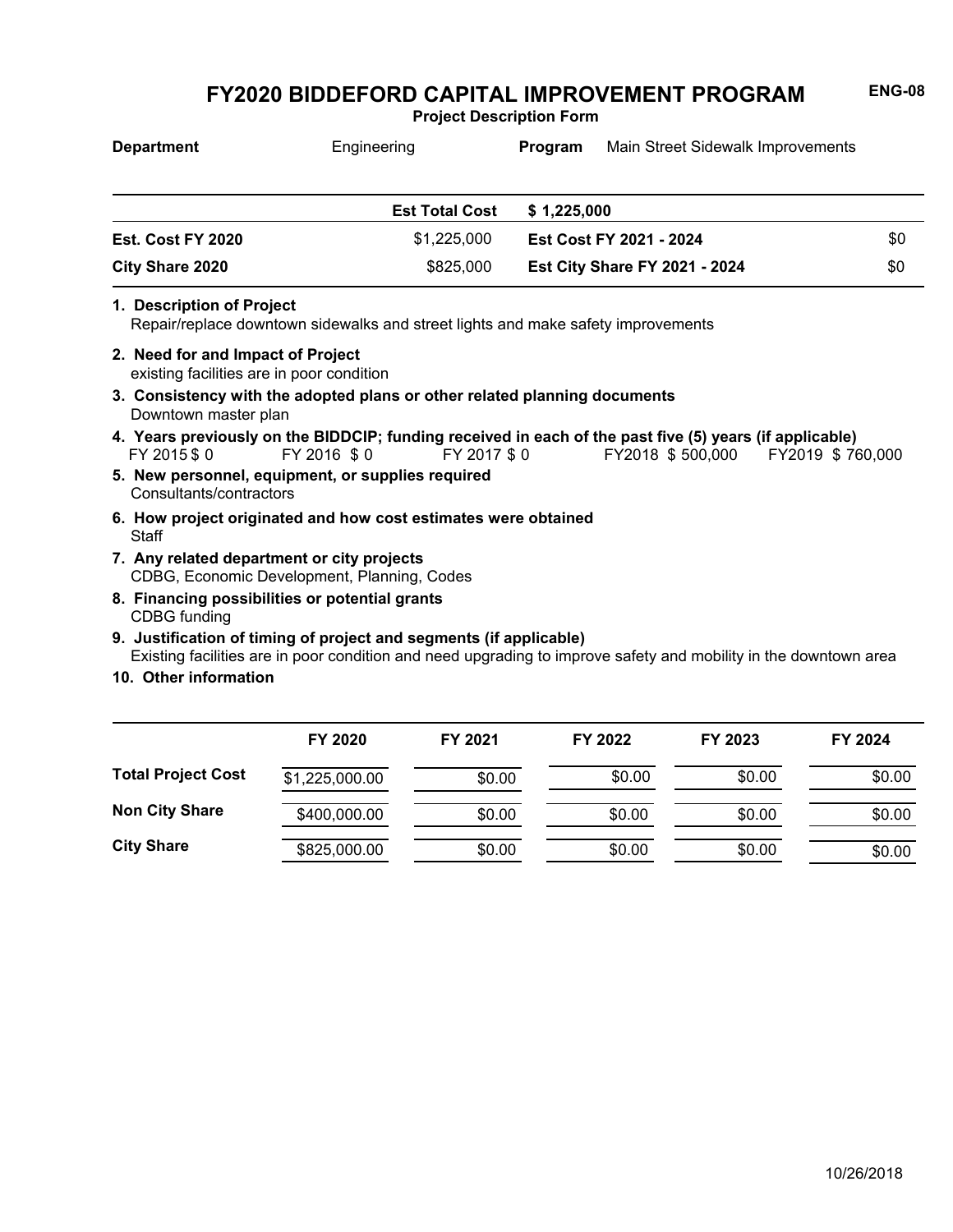# FY2020 BIDDEFORD CAPITAL IMPROVEMENT PROGRAM

**ENG-08**

**Project Description Form**

**Department** Engineering **Program** Main Street Sidewalk Improvements

| | Est Total Cost | $ 1,225,000 | |
|---|---|---|---|
| **Est. Cost FY 2020** | $1,225,000 | **Est Cost FY 2021 - 2024** | $0 |
| **City Share 2020** | $825,000 | **Est City Share FY 2021 - 2024** | $0 |

**1. Description of Project**
Repair/replace downtown sidewalks and street lights and make safety improvements

**2. Need for and Impact of Project**
existing facilities are in poor condition

**3. Consistency with the adopted plans or other related planning documents**
Downtown master plan

**4. Years previously on the BIDDCIP; funding received in each of the past five (5) years (if applicable)**
FY 2015 $ 0 FY 2016 $ 0 FY 2017 $ 0 FY2018 $ 500,000 FY2019 $ 760,000

**5. New personnel, equipment, or supplies required**
Consultants/contractors

**6. How project originated and how cost estimates were obtained**
Staff

**7. Any related department or city projects**
CDBG, Economic Development, Planning, Codes

**8. Financing possibilities or potential grants**
CDBG funding

**9. Justification of timing of project and segments (if applicable)**
Existing facilities are in poor condition and need upgrading to improve safety and mobility in the downtown area

**10. Other information**

| | FY 2020 | FY 2021 | FY 2022 | FY 2023 | FY 2024 |
|---|---|---|---|---|---|
| **Total Project Cost** | $1,225,000.00 | $0.00 | $0.00 | $0.00 | $0.00 |
| **Non City Share** | $400,000.00 | $0.00 | $0.00 | $0.00 | $0.00 |
| **City Share** | $825,000.00 | $0.00 | $0.00 | $0.00 | $0.00 |

10/26/2018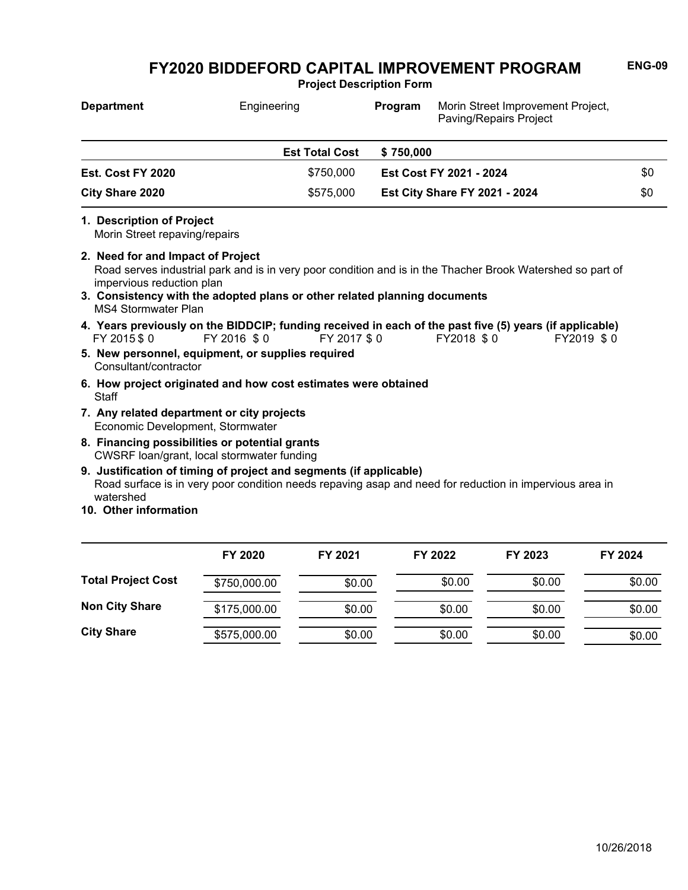# FY2020 BIDDEFORD CAPITAL IMPROVEMENT PROGRAM

**ENG-09**

**Project Description Form**

| **Department** | Engineering | **Program** | Morin Street Improvement Project, Paving/Repairs Project |
|---|---|---|---|

| | **Est Total Cost** | **$ 750,000** | |
|---|---|---|---|
| **Est. Cost FY 2020** | $750,000 | **Est Cost FY 2021 - 2024** | $0 |
| **City Share 2020** | $575,000 | **Est City Share FY 2021 - 2024** | $0 |

**1. Description of Project**
Morin Street repaving/repairs

**2. Need for and Impact of Project**
Road serves industrial park and is in very poor condition and is in the Thacher Brook Watershed so part of impervious reduction plan

**3. Consistency with the adopted plans or other related planning documents**
MS4 Stormwater Plan

**4. Years previously on the BIDDCIP; funding received in each of the past five (5) years (if applicable)**
FY 2015 $ 0 FY 2016 $ 0 FY 2017 $ 0 FY2018 $ 0 FY2019 $ 0

**5. New personnel, equipment, or supplies required**
Consultant/contractor

**6. How project originated and how cost estimates were obtained**
Staff

**7. Any related department or city projects**
Economic Development, Stormwater

**8. Financing possibilities or potential grants**
CWSRF loan/grant, local stormwater funding

**9. Justification of timing of project and segments (if applicable)**
Road surface is in very poor condition needs repaving asap and need for reduction in impervious area in watershed

**10. Other information**

| | FY 2020 | FY 2021 | FY 2022 | FY 2023 | FY 2024 |
|---|---|---|---|---|---|
| **Total Project Cost** | $750,000.00 | $0.00 | $0.00 | $0.00 | $0.00 |
| **Non City Share** | $175,000.00 | $0.00 | $0.00 | $0.00 | $0.00 |
| **City Share** | $575,000.00 | $0.00 | $0.00 | $0.00 | $0.00 |

10/26/2018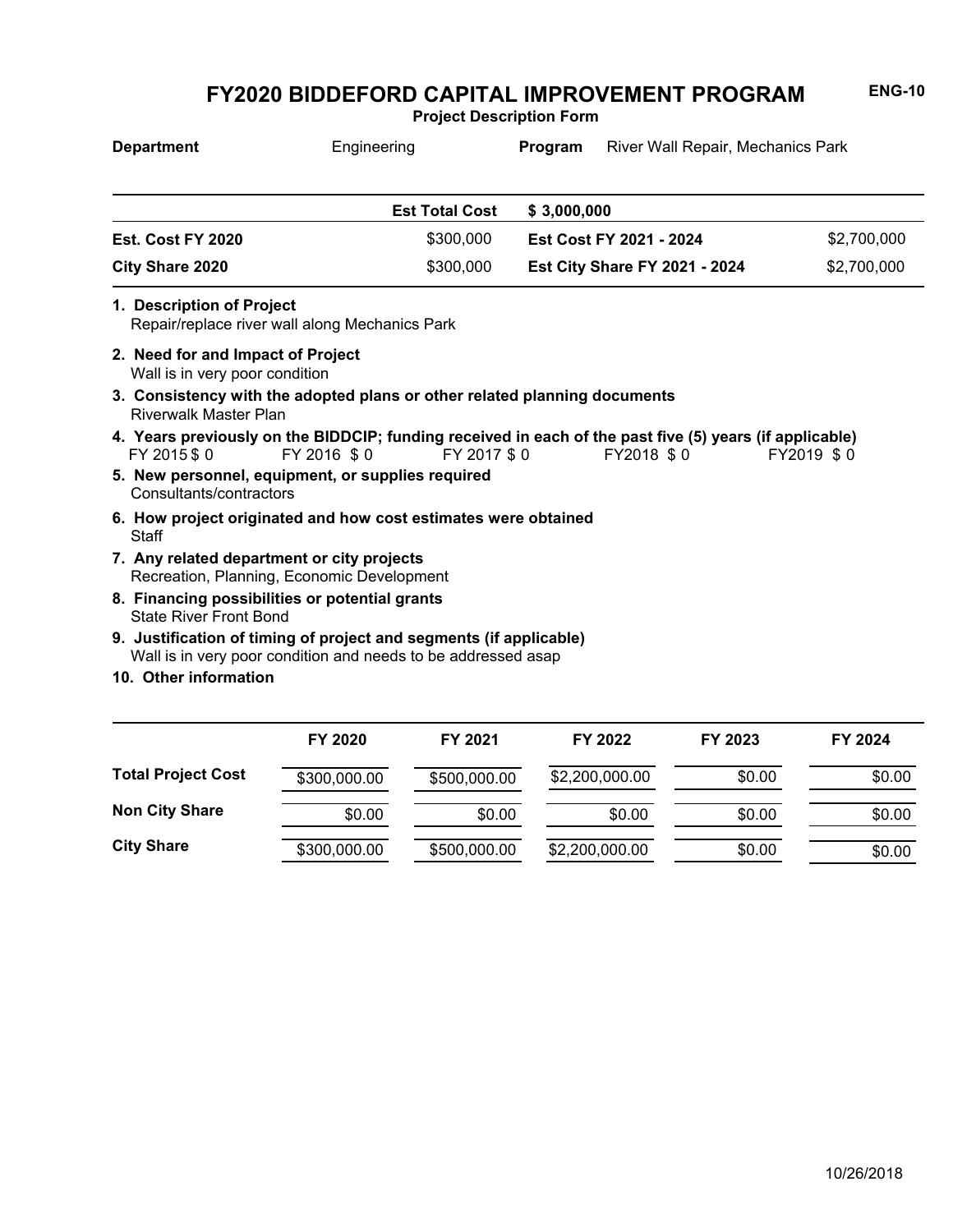ENG-10

# FY2020 BIDDEFORD CAPITAL IMPROVEMENT PROGRAM

**Project Description Form**

| **Department** | Engineering | **Program** | River Wall Repair, Mechanics Park |
|---|---|---|---|

| | **Est Total Cost** | **$ 3,000,000** | |
|---|---|---|---|
| **Est. Cost FY 2020** | $300,000 | **Est Cost FY 2021 - 2024** | $2,700,000 |
| **City Share 2020** | $300,000 | **Est City Share FY 2021 - 2024** | $2,700,000 |

**1. Description of Project**
Repair/replace river wall along Mechanics Park

**2. Need for and Impact of Project**
Wall is in very poor condition

**3. Consistency with the adopted plans or other related planning documents**
Riverwalk Master Plan

**4. Years previously on the BIDDCIP; funding received in each of the past five (5) years (if applicable)**
FY 2015 $ 0 FY 2016 $ 0 FY 2017 $ 0 FY2018 $ 0 FY2019 $ 0

**5. New personnel, equipment, or supplies required**
Consultants/contractors

**6. How project originated and how cost estimates were obtained**
Staff

**7. Any related department or city projects**
Recreation, Planning, Economic Development

**8. Financing possibilities or potential grants**
State River Front Bond

**9. Justification of timing of project and segments (if applicable)**
Wall is in very poor condition and needs to be addressed asap

**10. Other information**

| | **FY 2020** | **FY 2021** | **FY 2022** | **FY 2023** | **FY 2024** |
|---|---|---|---|---|---|
| **Total Project Cost** | $300,000.00 | $500,000.00 | $2,200,000.00 | $0.00 | $0.00 |
| **Non City Share** | $0.00 | $0.00 | $0.00 | $0.00 | $0.00 |
| **City Share** | $300,000.00 | $500,000.00 | $2,200,000.00 | $0.00 | $0.00 |

10/26/2018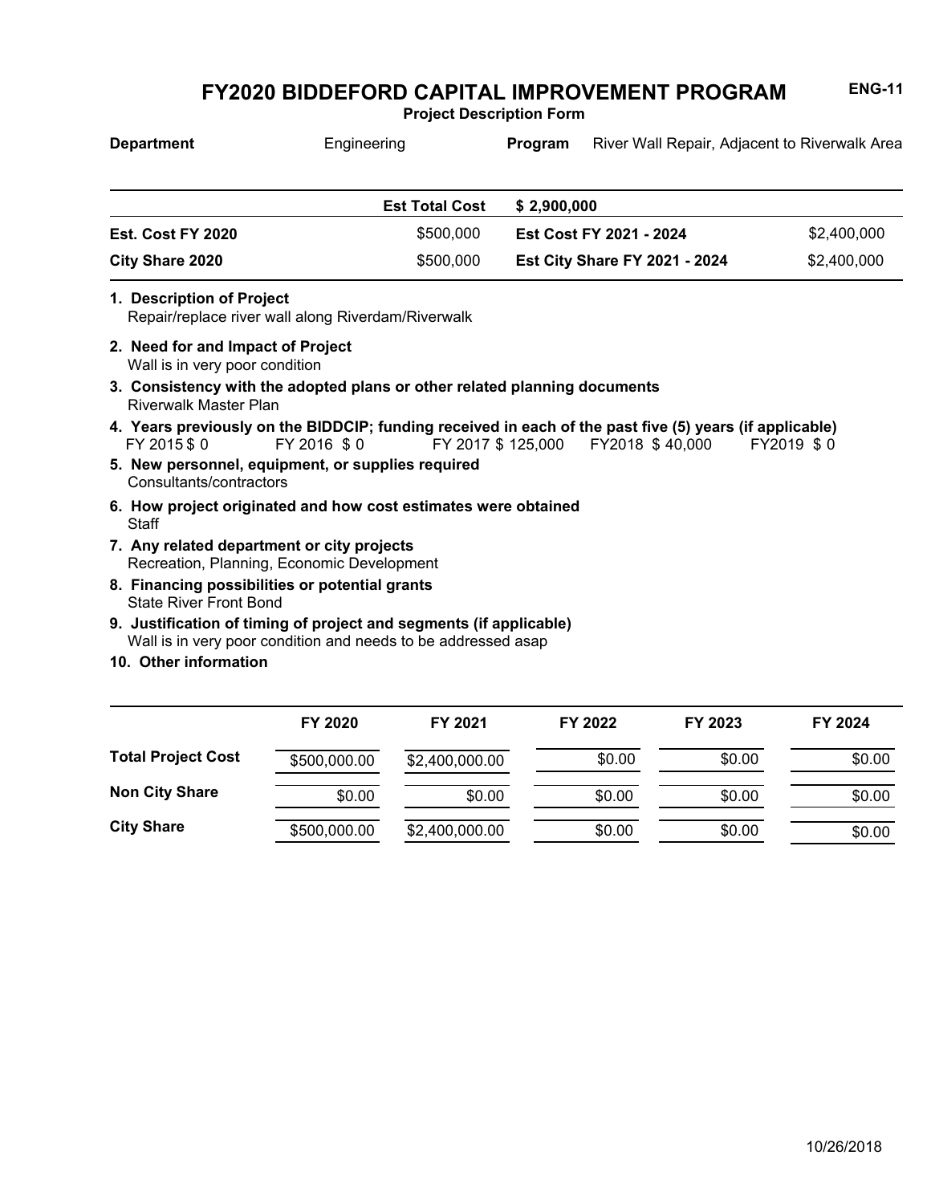# FY2020 BIDDEFORD CAPITAL IMPROVEMENT PROGRAM

**ENG-11**

**Project Description Form**

**Department** Engineering **Program** River Wall Repair, Adjacent to Riverwalk Area

| | | | |
|---|---|---|---|
| | **Est Total Cost** | **$ 2,900,000** | |
| **Est. Cost FY 2020** | $500,000 | **Est Cost FY 2021 - 2024** | $2,400,000 |
| **City Share 2020** | $500,000 | **Est City Share FY 2021 - 2024** | $2,400,000 |

**1. Description of Project**
Repair/replace river wall along Riverdam/Riverwalk

**2. Need for and Impact of Project**
Wall is in very poor condition

**3. Consistency with the adopted plans or other related planning documents**
Riverwalk Master Plan

**4. Years previously on the BIDDCIP; funding received in each of the past five (5) years (if applicable)**
FY 2015 $ 0 FY 2016 $ 0 FY 2017 $ 125,000 FY2018 $ 40,000 FY2019 $ 0

**5. New personnel, equipment, or supplies required**
Consultants/contractors

**6. How project originated and how cost estimates were obtained**
Staff

**7. Any related department or city projects**
Recreation, Planning, Economic Development

**8. Financing possibilities or potential grants**
State River Front Bond

**9. Justification of timing of project and segments (if applicable)**
Wall is in very poor condition and needs to be addressed asap

**10. Other information**

| | FY 2020 | FY 2021 | FY 2022 | FY 2023 | FY 2024 |
|---|---|---|---|---|---|
| **Total Project Cost** | $500,000.00 | $2,400,000.00 | $0.00 | $0.00 | $0.00 |
| **Non City Share** | $0.00 | $0.00 | $0.00 | $0.00 | $0.00 |
| **City Share** | $500,000.00 | $2,400,000.00 | $0.00 | $0.00 | $0.00 |

10/26/2018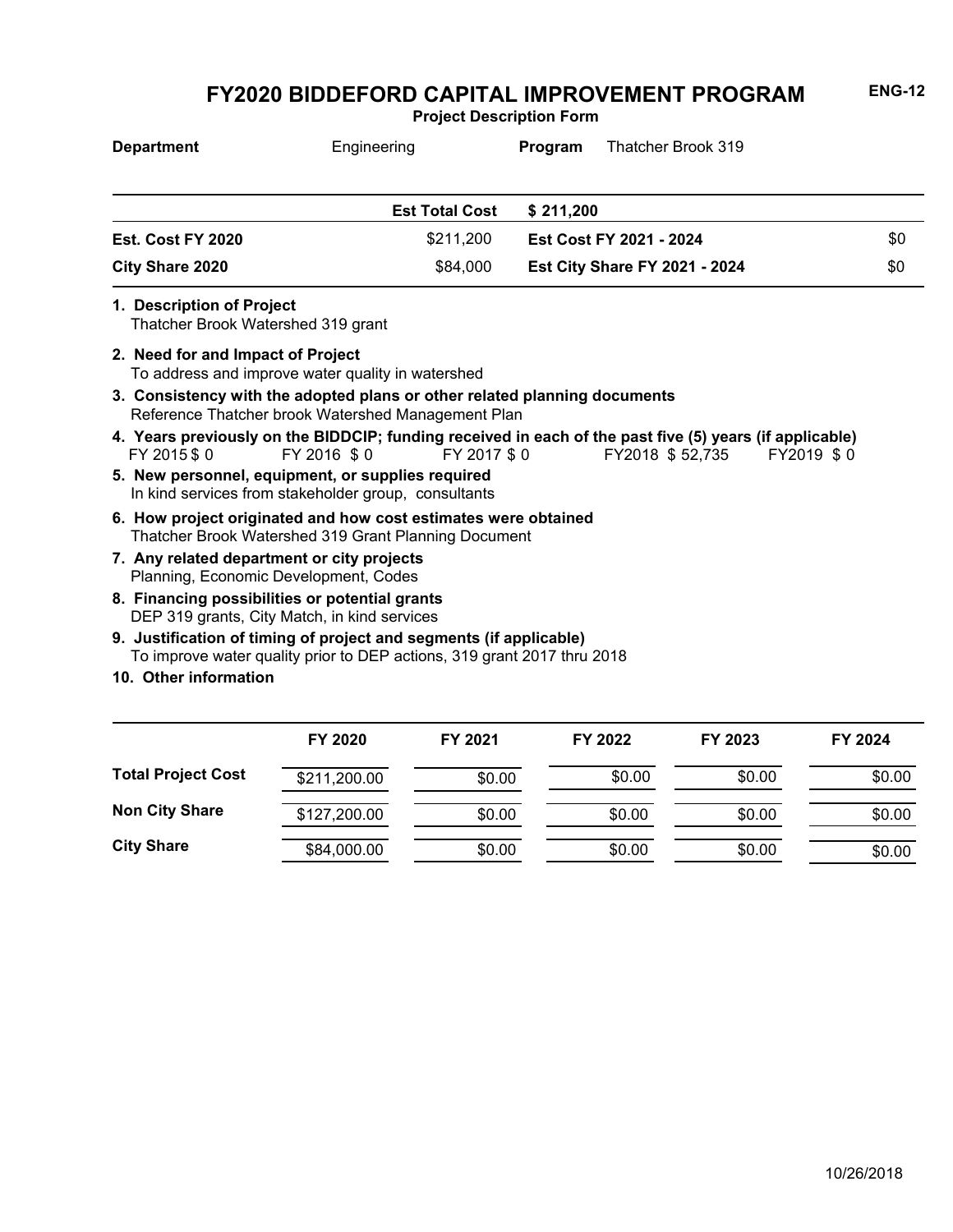# FY2020 BIDDEFORD CAPITAL IMPROVEMENT PROGRAM

**ENG-12**

**Project Description Form**

| **Department** | Engineering | **Program** | Thatcher Brook 319 |
|---|---|---|---|

| | **Est Total Cost** | **$ 211,200** | |
|---|---|---|---|
| **Est. Cost FY 2020** | $211,200 | **Est Cost FY 2021 - 2024** | $0 |
| **City Share 2020** | $84,000 | **Est City Share FY 2021 - 2024** | $0 |

**1. Description of Project**
Thatcher Brook Watershed 319 grant

**2. Need for and Impact of Project**
To address and improve water quality in watershed

**3. Consistency with the adopted plans or other related planning documents**
Reference Thatcher brook Watershed Management Plan

**4. Years previously on the BIDDCIP; funding received in each of the past five (5) years (if applicable)**
FY 2015 $ 0 FY 2016 $ 0 FY 2017 $ 0 FY2018 $ 52,735 FY2019 $ 0

**5. New personnel, equipment, or supplies required**
In kind services from stakeholder group, consultants

**6. How project originated and how cost estimates were obtained**
Thatcher Brook Watershed 319 Grant Planning Document

**7. Any related department or city projects**
Planning, Economic Development, Codes

**8. Financing possibilities or potential grants**
DEP 319 grants, City Match, in kind services

**9. Justification of timing of project and segments (if applicable)**
To improve water quality prior to DEP actions, 319 grant 2017 thru 2018

**10. Other information**

| | FY 2020 | FY 2021 | FY 2022 | FY 2023 | FY 2024 |
|---|---|---|---|---|---|
| **Total Project Cost** | $211,200.00 | $0.00 | $0.00 | $0.00 | $0.00 |
| **Non City Share** | $127,200.00 | $0.00 | $0.00 | $0.00 | $0.00 |
| **City Share** | $84,000.00 | $0.00 | $0.00 | $0.00 | $0.00 |

10/26/2018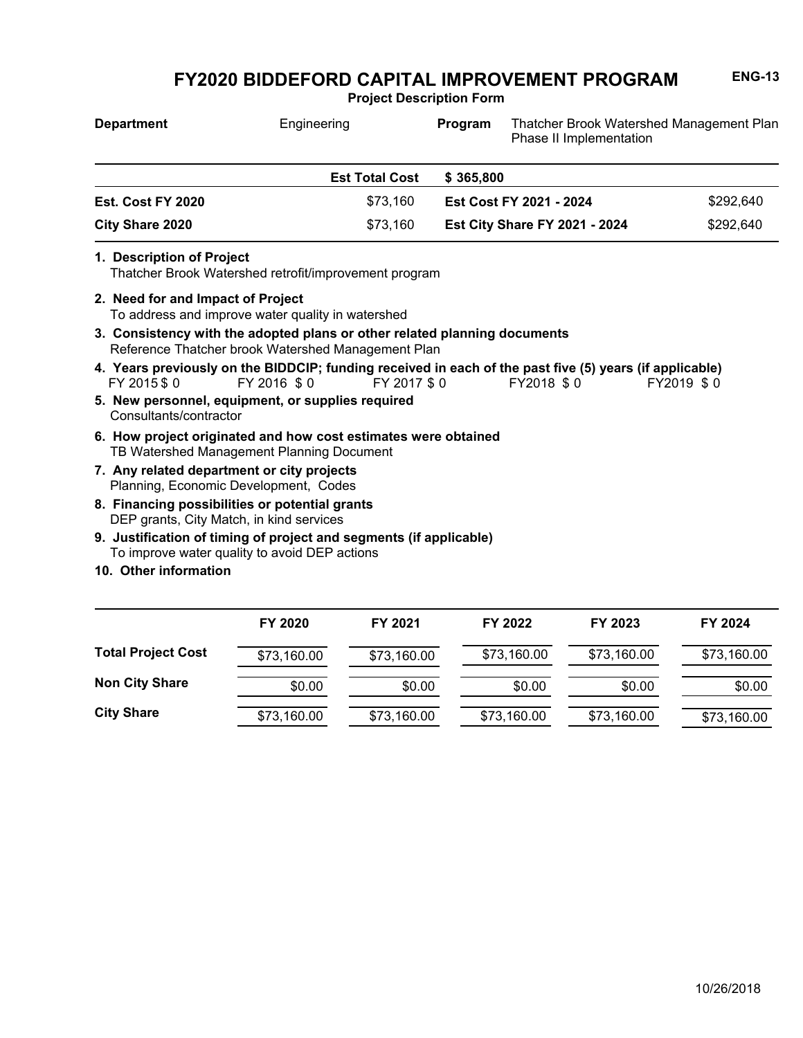# FY2020 BIDDEFORD CAPITAL IMPROVEMENT PROGRAM

**ENG-13**

**Project Description Form**

| **Department** | Engineering | **Program** | Thatcher Brook Watershed Management Plan Phase II Implementation |
|---|---|---|---|

| | **Est Total Cost** | **$ 365,800** | |
|---|---|---|---|
| **Est. Cost FY 2020** | $73,160 | **Est Cost FY 2021 - 2024** | $292,640 |
| **City Share 2020** | $73,160 | **Est City Share FY 2021 - 2024** | $292,640 |

**1. Description of Project**
Thatcher Brook Watershed retrofit/improvement program

**2. Need for and Impact of Project**
To address and improve water quality in watershed

**3. Consistency with the adopted plans or other related planning documents**
Reference Thatcher brook Watershed Management Plan

**4. Years previously on the BIDDCIP; funding received in each of the past five (5) years (if applicable)**
FY 2015 $ 0 FY 2016 $ 0 FY 2017 $ 0 FY2018 $ 0 FY2019 $ 0

**5. New personnel, equipment, or supplies required**
Consultants/contractor

**6. How project originated and how cost estimates were obtained**
TB Watershed Management Planning Document

**7. Any related department or city projects**
Planning, Economic Development, Codes

**8. Financing possibilities or potential grants**
DEP grants, City Match, in kind services

**9. Justification of timing of project and segments (if applicable)**
To improve water quality to avoid DEP actions

**10. Other information**

| | FY 2020 | FY 2021 | FY 2022 | FY 2023 | FY 2024 |
|---|---|---|---|---|---|
| **Total Project Cost** | $73,160.00 | $73,160.00 | $73,160.00 | $73,160.00 | $73,160.00 |
| **Non City Share** | $0.00 | $0.00 | $0.00 | $0.00 | $0.00 |
| **City Share** | $73,160.00 | $73,160.00 | $73,160.00 | $73,160.00 | $73,160.00 |

10/26/2018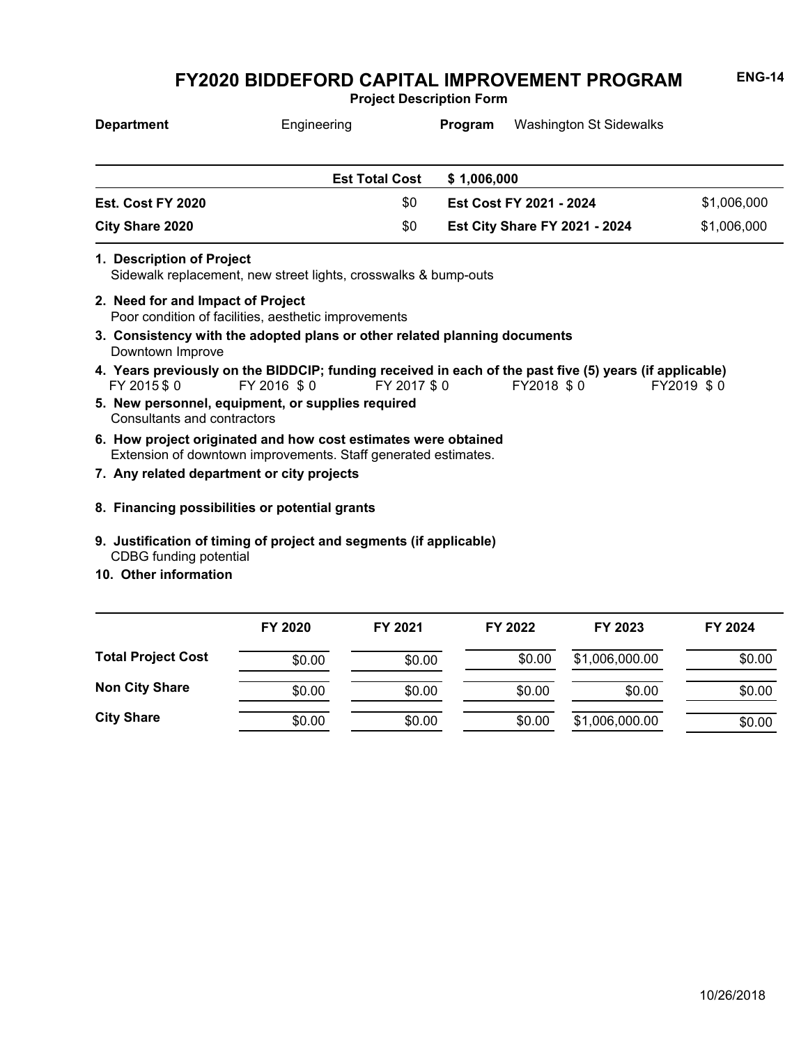# FY2020 BIDDEFORD CAPITAL IMPROVEMENT PROGRAM

**ENG-14**

**Project Description Form**

**Department** Engineering **Program** Washington St Sidewalks

| | | | |
|---|---|---|---|
| | **Est Total Cost** | **$ 1,006,000** | |
| **Est. Cost FY 2020** | $0 | **Est Cost FY 2021 - 2024** | $1,006,000 |
| **City Share 2020** | $0 | **Est City Share FY 2021 - 2024** | $1,006,000 |

**1. Description of Project**
Sidewalk replacement, new street lights, crosswalks & bump-outs

**2. Need for and Impact of Project**
Poor condition of facilities, aesthetic improvements

**3. Consistency with the adopted plans or other related planning documents**
Downtown Improve

**4. Years previously on the BIDDCIP; funding received in each of the past five (5) years (if applicable)**
FY 2015 $ 0 FY 2016 $ 0 FY 2017 $ 0 FY2018 $ 0 FY2019 $ 0

**5. New personnel, equipment, or supplies required**
Consultants and contractors

**6. How project originated and how cost estimates were obtained**
Extension of downtown improvements. Staff generated estimates.

**7. Any related department or city projects**

**8. Financing possibilities or potential grants**

**9. Justification of timing of project and segments (if applicable)**
CDBG funding potential

**10. Other information**

| | FY 2020 | FY 2021 | FY 2022 | FY 2023 | FY 2024 |
|---|---|---|---|---|---|
| **Total Project Cost** | $0.00 | $0.00 | $0.00 | $1,006,000.00 | $0.00 |
| **Non City Share** | $0.00 | $0.00 | $0.00 | $0.00 | $0.00 |
| **City Share** | $0.00 | $0.00 | $0.00 | $1,006,000.00 | $0.00 |

10/26/2018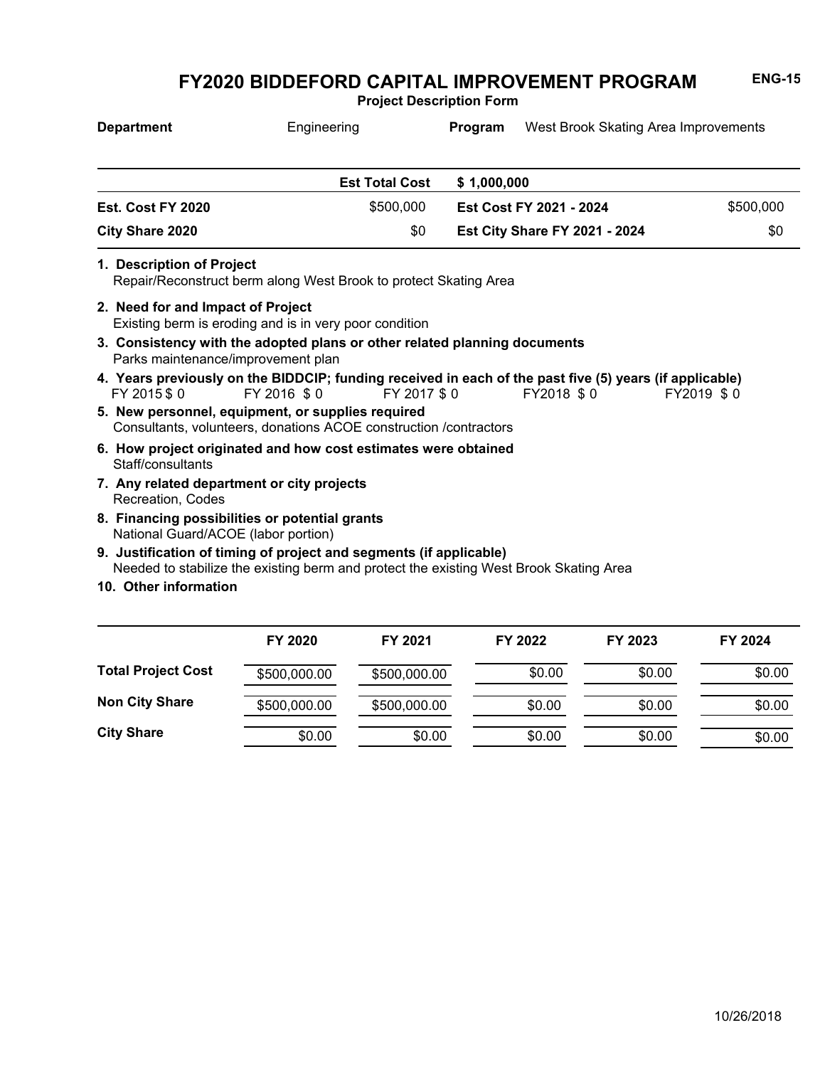# FY2020 BIDDEFORD CAPITAL IMPROVEMENT PROGRAM

**ENG-15**

**Project Description Form**

**Department** Engineering **Program** West Brook Skating Area Improvements

| | | | |
|---|---|---|---|
| | **Est Total Cost** | **$ 1,000,000** | |
| **Est. Cost FY 2020** | $500,000 | **Est Cost FY 2021 - 2024** | $500,000 |
| **City Share 2020** | $0 | **Est City Share FY 2021 - 2024** | $0 |

**1. Description of Project**
Repair/Reconstruct berm along West Brook to protect Skating Area

**2. Need for and Impact of Project**
Existing berm is eroding and is in very poor condition

**3. Consistency with the adopted plans or other related planning documents**
Parks maintenance/improvement plan

**4. Years previously on the BIDDCIP; funding received in each of the past five (5) years (if applicable)**
FY 2015 $ 0 FY 2016 $ 0 FY 2017 $ 0 FY2018 $ 0 FY2019 $ 0

**5. New personnel, equipment, or supplies required**
Consultants, volunteers, donations ACOE construction /contractors

**6. How project originated and how cost estimates were obtained**
Staff/consultants

**7. Any related department or city projects**
Recreation, Codes

**8. Financing possibilities or potential grants**
National Guard/ACOE (labor portion)

**9. Justification of timing of project and segments (if applicable)**
Needed to stabilize the existing berm and protect the existing West Brook Skating Area

**10. Other information**

| | FY 2020 | FY 2021 | FY 2022 | FY 2023 | FY 2024 |
|---|---|---|---|---|---|
| **Total Project Cost** | $500,000.00 | $500,000.00 | $0.00 | $0.00 | $0.00 |
| **Non City Share** | $500,000.00 | $500,000.00 | $0.00 | $0.00 | $0.00 |
| **City Share** | $0.00 | $0.00 | $0.00 | $0.00 | $0.00 |

10/26/2018